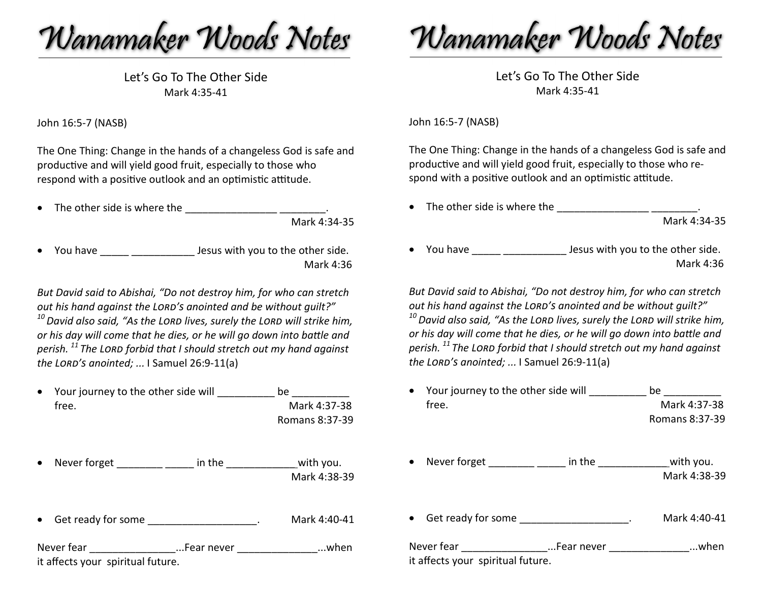# Wanamaker Woods Notes

Let's Go To The Other Side
Mark 4:35-41

John 16:5-7 (NASB)

The One Thing: Change in the hands of a changeless God is safe and productive and will yield good fruit, especially to those who respond with a positive outlook and an optimistic attitude.

- The other side is where the ________________ ________.
  Mark 4:34-35

- You have _____ ___________ Jesus with you to the other side.
  Mark 4:36

*But David said to Abishai, "Do not destroy him, for who can stretch out his hand against the LORD's anointed and be without guilt?"* [10] *David also said, "As the LORD lives, surely the LORD will strike him, or his day will come that he dies, or he will go down into battle and perish.* [11] *The LORD forbid that I should stretch out my hand against the LORD's anointed; ...* I Samuel 26:9-11(a)

- Your journey to the other side will __________ be __________ free.
  Mark 4:37-38
  Romans 8:37-39

- Never forget ________ _____ in the ____________with you.
  Mark 4:38-39

- Get ready for some ___________________. Mark 4:40-41

Never fear _______________...Fear never ______________...when it affects your spiritual future.

# Wanamaker Woods Notes

Let's Go To The Other Side
Mark 4:35-41

John 16:5-7 (NASB)

The One Thing: Change in the hands of a changeless God is safe and productive and will yield good fruit, especially to those who respond with a positive outlook and an optimistic attitude.

- The other side is where the ________________ ________.
  Mark 4:34-35

- You have _____ ___________ Jesus with you to the other side.
  Mark 4:36

*But David said to Abishai, "Do not destroy him, for who can stretch out his hand against the LORD's anointed and be without guilt?"* [10] *David also said, "As the LORD lives, surely the LORD will strike him, or his day will come that he dies, or he will go down into battle and perish.* [11] *The LORD forbid that I should stretch out my hand against the LORD's anointed; ...* I Samuel 26:9-11(a)

- Your journey to the other side will __________ be __________ free.
  Mark 4:37-38
  Romans 8:37-39

- Never forget ________ _____ in the ____________with you.
  Mark 4:38-39

- Get ready for some ___________________. Mark 4:40-41

Never fear _______________...Fear never ______________...when it affects your spiritual future.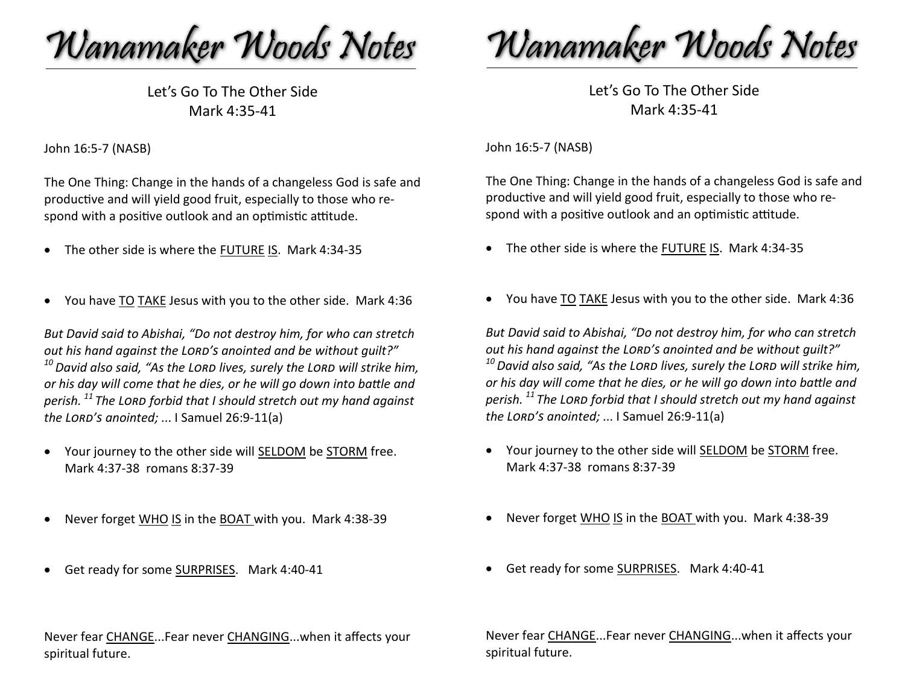# Wanamaker Woods Notes

Let's Go To The Other Side
Mark 4:35-41

John 16:5-7 (NASB)

The One Thing: Change in the hands of a changeless God is safe and productive and will yield good fruit, especially to those who respond with a positive outlook and an optimistic attitude.

- The other side is where the FUTURE IS. Mark 4:34-35

- You have TO TAKE Jesus with you to the other side. Mark 4:36

*But David said to Abishai, "Do not destroy him, for who can stretch out his hand against the LORD's anointed and be without guilt?" [10] David also said, "As the LORD lives, surely the LORD will strike him, or his day will come that he dies, or he will go down into battle and perish. [11] The LORD forbid that I should stretch out my hand against the LORD's anointed; ...* I Samuel 26:9-11(a)

- Your journey to the other side will SELDOM be STORM free. Mark 4:37-38 romans 8:37-39

- Never forget WHO IS in the BOAT with you. Mark 4:38-39

- Get ready for some SURPRISES. Mark 4:40-41

Never fear CHANGE...Fear never CHANGING...when it affects your spiritual future.

# Wanamaker Woods Notes

Let's Go To The Other Side
Mark 4:35-41

John 16:5-7 (NASB)

The One Thing: Change in the hands of a changeless God is safe and productive and will yield good fruit, especially to those who respond with a positive outlook and an optimistic attitude.

- The other side is where the FUTURE IS. Mark 4:34-35

- You have TO TAKE Jesus with you to the other side. Mark 4:36

*But David said to Abishai, "Do not destroy him, for who can stretch out his hand against the LORD's anointed and be without guilt?" [10] David also said, "As the LORD lives, surely the LORD will strike him, or his day will come that he dies, or he will go down into battle and perish. [11] The LORD forbid that I should stretch out my hand against the LORD's anointed; ...* I Samuel 26:9-11(a)

- Your journey to the other side will SELDOM be STORM free. Mark 4:37-38 romans 8:37-39

- Never forget WHO IS in the BOAT with you. Mark 4:38-39

- Get ready for some SURPRISES. Mark 4:40-41

Never fear CHANGE...Fear never CHANGING...when it affects your spiritual future.